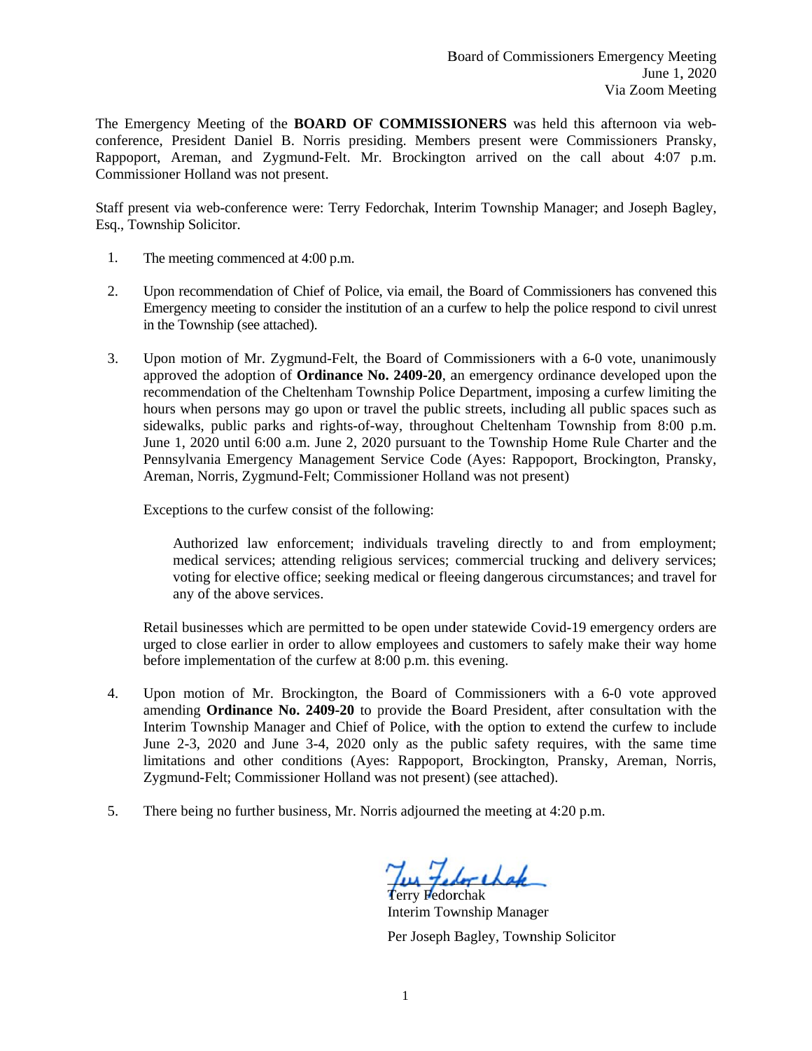Board of Commissioners Emergency Meeting
June 1, 2020
Via Zoom Meeting

The Emergency Meeting of the **BOARD OF COMMISSIONERS** was held this afternoon via web-conference, President Daniel B. Norris presiding. Members present were Commissioners Pransky, Rappoport, Areman, and Zygmund-Felt. Mr. Brockington arrived on the call about 4:07 p.m. Commissioner Holland was not present.

Staff present via web-conference were: Terry Fedorchak, Interim Township Manager; and Joseph Bagley, Esq., Township Solicitor.

1. The meeting commenced at 4:00 p.m.

2. Upon recommendation of Chief of Police, via email, the Board of Commissioners has convened this Emergency meeting to consider the institution of an a curfew to help the police respond to civil unrest in the Township (see attached).

3. Upon motion of Mr. Zygmund-Felt, the Board of Commissioners with a 6-0 vote, unanimously approved the adoption of **Ordinance No. 2409-20**, an emergency ordinance developed upon the recommendation of the Cheltenham Township Police Department, imposing a curfew limiting the hours when persons may go upon or travel the public streets, including all public spaces such as sidewalks, public parks and rights-of-way, throughout Cheltenham Township from 8:00 p.m. June 1, 2020 until 6:00 a.m. June 2, 2020 pursuant to the Township Home Rule Charter and the Pennsylvania Emergency Management Service Code (Ayes: Rappoport, Brockington, Pransky, Areman, Norris, Zygmund-Felt; Commissioner Holland was not present)

   Exceptions to the curfew consist of the following:

   > Authorized law enforcement; individuals traveling directly to and from employment; medical services; attending religious services; commercial trucking and delivery services; voting for elective office; seeking medical or fleeing dangerous circumstances; and travel for any of the above services.

   Retail businesses which are permitted to be open under statewide Covid-19 emergency orders are urged to close earlier in order to allow employees and customers to safely make their way home before implementation of the curfew at 8:00 p.m. this evening.

4. Upon motion of Mr. Brockington, the Board of Commissioners with a 6-0 vote approved amending **Ordinance No. 2409-20** to provide the Board President, after consultation with the Interim Township Manager and Chief of Police, with the option to extend the curfew to include June 2-3, 2020 and June 3-4, 2020 only as the public safety requires, with the same time limitations and other conditions (Ayes: Rappoport, Brockington, Pransky, Areman, Norris, Zygmund-Felt; Commissioner Holland was not present) (see attached).

5. There being no further business, Mr. Norris adjourned the meeting at 4:20 p.m.

Terry Fedorchak
Interim Township Manager

Per Joseph Bagley, Township Solicitor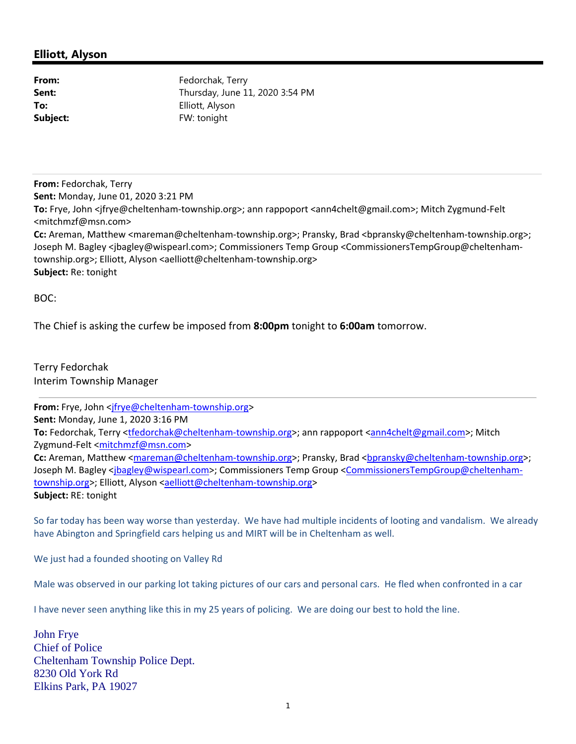## Elliott, Alyson

**From:** Fedorchak, Terry
**Sent:** Thursday, June 11, 2020 3:54 PM
**To:** Elliott, Alyson
**Subject:** FW: tonight

---

**From:** Fedorchak, Terry
**Sent:** Monday, June 01, 2020 3:21 PM
**To:** Frye, John <jfrye@cheltenham-township.org>; ann rappoport <ann4chelt@gmail.com>; Mitch Zygmund-Felt <mitchmzf@msn.com>
**Cc:** Areman, Matthew <mareman@cheltenham-township.org>; Pransky, Brad <bpransky@cheltenham-township.org>; Joseph M. Bagley <jbagley@wispearl.com>; Commissioners Temp Group <CommissionersTempGroup@cheltenham-township.org>; Elliott, Alyson <aelliott@cheltenham-township.org>
**Subject:** Re: tonight

BOC:

The Chief is asking the curfew be imposed from **8:00pm** tonight to **6:00am** tomorrow.

Terry Fedorchak
Interim Township Manager

---

**From:** Frye, John <jfrye@cheltenham-township.org>
**Sent:** Monday, June 1, 2020 3:16 PM
**To:** Fedorchak, Terry <tfedorchak@cheltenham-township.org>; ann rappoport <ann4chelt@gmail.com>; Mitch Zygmund-Felt <mitchmzf@msn.com>
**Cc:** Areman, Matthew <mareman@cheltenham-township.org>; Pransky, Brad <bpransky@cheltenham-township.org>; Joseph M. Bagley <jbagley@wispearl.com>; Commissioners Temp Group <CommissionersTempGroup@cheltenham-township.org>; Elliott, Alyson <aelliott@cheltenham-township.org>
**Subject:** RE: tonight

So far today has been way worse than yesterday. We have had multiple incidents of looting and vandalism. We already have Abington and Springfield cars helping us and MIRT will be in Cheltenham as well.

We just had a founded shooting on Valley Rd

Male was observed in our parking lot taking pictures of our cars and personal cars. He fled when confronted in a car

I have never seen anything like this in my 25 years of policing. We are doing our best to hold the line.

John Frye
Chief of Police
Cheltenham Township Police Dept.
8230 Old York Rd
Elkins Park, PA 19027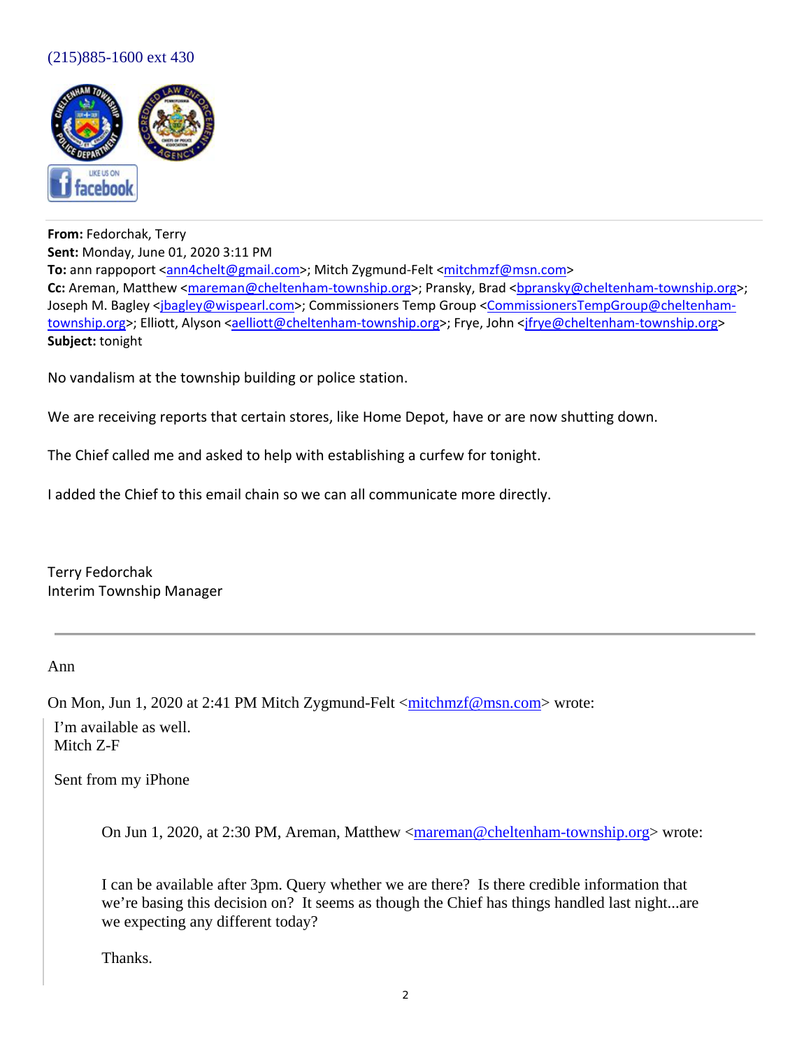(215)885-1600 ext 430

**From:** Fedorchak, Terry
**Sent:** Monday, June 01, 2020 3:11 PM
**To:** ann rappoport <ann4chelt@gmail.com>; Mitch Zygmund-Felt <mitchmzf@msn.com>
**Cc:** Areman, Matthew <mareman@cheltenham-township.org>; Pransky, Brad <bpransky@cheltenham-township.org>; Joseph M. Bagley <jbagley@wispearl.com>; Commissioners Temp Group <CommissionersTempGroup@cheltenham-township.org>; Elliott, Alyson <aelliott@cheltenham-township.org>; Frye, John <jfrye@cheltenham-township.org>
**Subject:** tonight

No vandalism at the township building or police station.

We are receiving reports that certain stores, like Home Depot, have or are now shutting down.

The Chief called me and asked to help with establishing a curfew for tonight.

I added the Chief to this email chain so we can all communicate more directly.

Terry Fedorchak
Interim Township Manager

---

Ann

On Mon, Jun 1, 2020 at 2:41 PM Mitch Zygmund-Felt <mitchmzf@msn.com> wrote:

> I'm available as well.
> Mitch Z-F
>
> Sent from my iPhone
>
> > On Jun 1, 2020, at 2:30 PM, Areman, Matthew <mareman@cheltenham-township.org> wrote:
> >
> > I can be available after 3pm. Query whether we are there? Is there credible information that we're basing this decision on? It seems as though the Chief has things handled last night...are we expecting any different today?
> >
> > Thanks.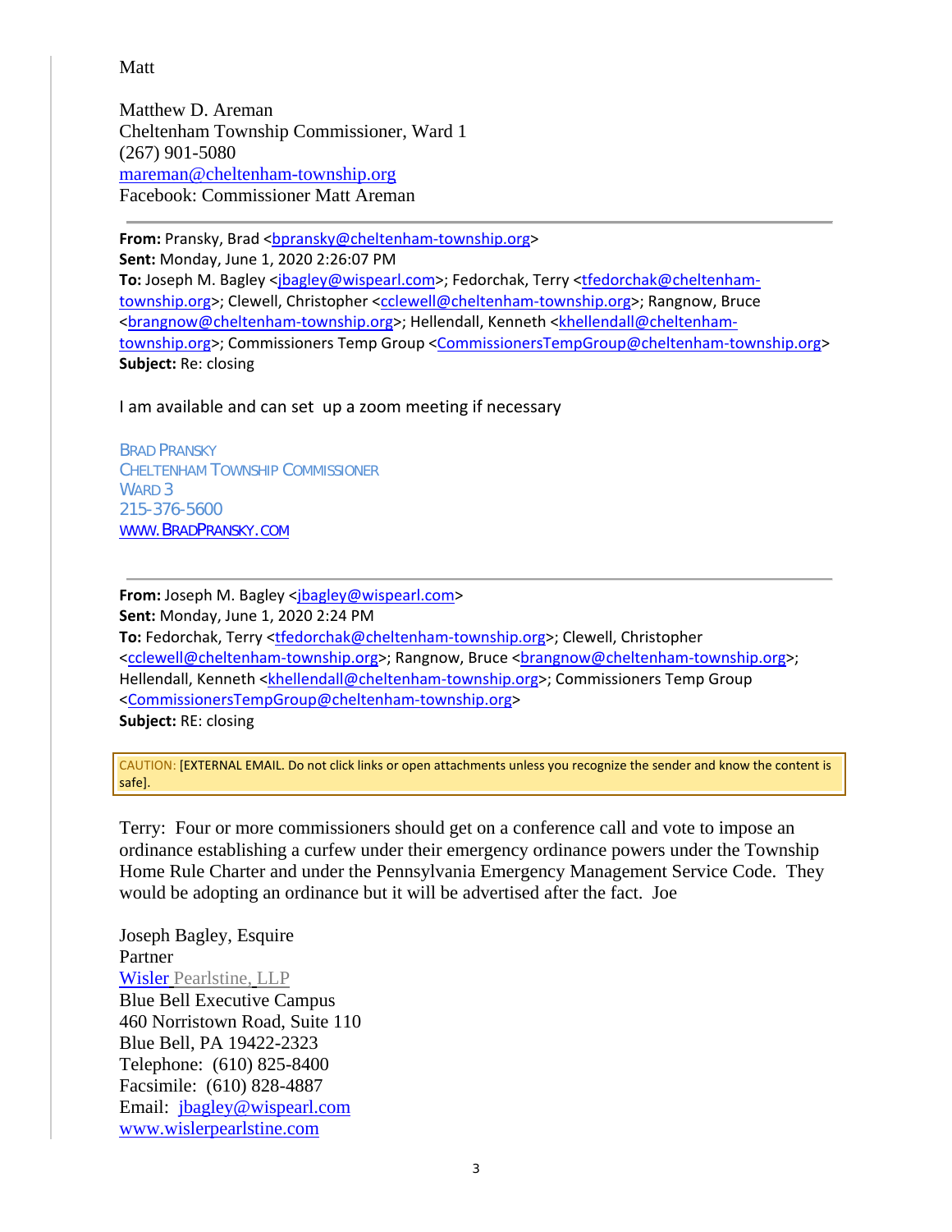Matt

Matthew D. Areman
Cheltenham Township Commissioner, Ward 1
(267) 901-5080
mareman@cheltenham-township.org
Facebook: Commissioner Matt Areman

---

**From:** Pransky, Brad <bpransky@cheltenham-township.org>
**Sent:** Monday, June 1, 2020 2:26:07 PM
**To:** Joseph M. Bagley <jbagley@wispearl.com>; Fedorchak, Terry <tfedorchak@cheltenham-township.org>; Clewell, Christopher <cclewell@cheltenham-township.org>; Rangnow, Bruce <brangnow@cheltenham-township.org>; Hellendall, Kenneth <khellendall@cheltenham-township.org>; Commissioners Temp Group <CommissionersTempGroup@cheltenham-township.org>
**Subject:** Re: closing

I am available and can set up a zoom meeting if necessary

BRAD PRANSKY
CHELTENHAM TOWNSHIP COMMISSIONER
WARD 3
215-376-5600
WWW.BRADPRANSKY.COM

---

**From:** Joseph M. Bagley <jbagley@wispearl.com>
**Sent:** Monday, June 1, 2020 2:24 PM
**To:** Fedorchak, Terry <tfedorchak@cheltenham-township.org>; Clewell, Christopher <cclewell@cheltenham-township.org>; Rangnow, Bruce <brangnow@cheltenham-township.org>; Hellendall, Kenneth <khellendall@cheltenham-township.org>; Commissioners Temp Group <CommissionersTempGroup@cheltenham-township.org>
**Subject:** RE: closing

CAUTION: [EXTERNAL EMAIL. Do not click links or open attachments unless you recognize the sender and know the content is safe].

Terry: Four or more commissioners should get on a conference call and vote to impose an ordinance establishing a curfew under their emergency ordinance powers under the Township Home Rule Charter and under the Pennsylvania Emergency Management Service Code. They would be adopting an ordinance but it will be advertised after the fact. Joe

Joseph Bagley, Esquire
Partner
Wisler Pearlstine, LLP
Blue Bell Executive Campus
460 Norristown Road, Suite 110
Blue Bell, PA 19422-2323
Telephone: (610) 825-8400
Facsimile: (610) 828-4887
Email: jbagley@wispearl.com
www.wislerpearlstine.com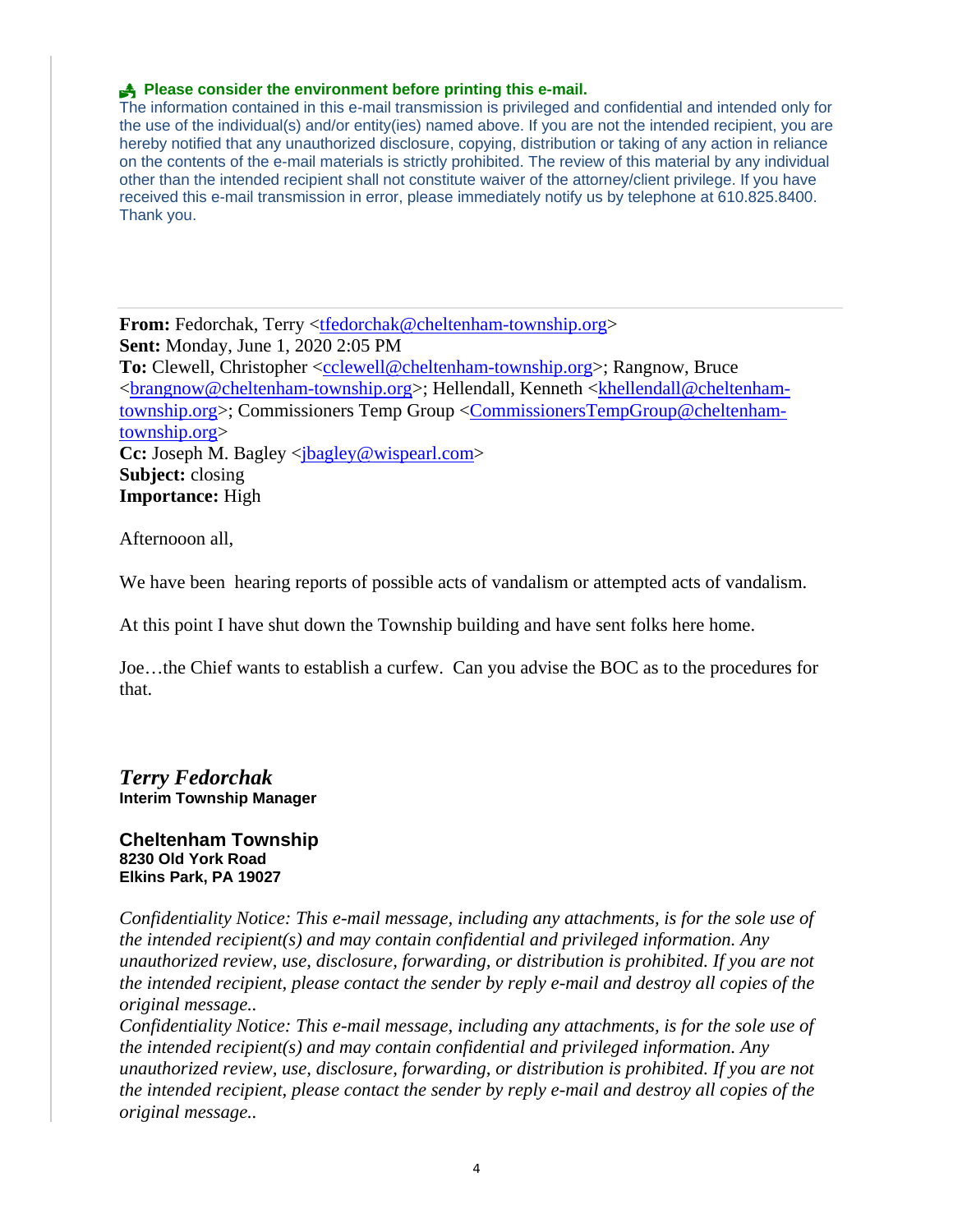**Please consider the environment before printing this e-mail.**

The information contained in this e-mail transmission is privileged and confidential and intended only for the use of the individual(s) and/or entity(ies) named above. If you are not the intended recipient, you are hereby notified that any unauthorized disclosure, copying, distribution or taking of any action in reliance on the contents of the e-mail materials is strictly prohibited. The review of this material by any individual other than the intended recipient shall not constitute waiver of the attorney/client privilege. If you have received this e-mail transmission in error, please immediately notify us by telephone at 610.825.8400. Thank you.

---

**From:** Fedorchak, Terry <tfedorchak@cheltenham-township.org>
**Sent:** Monday, June 1, 2020 2:05 PM
**To:** Clewell, Christopher <cclewell@cheltenham-township.org>; Rangnow, Bruce <brangnow@cheltenham-township.org>; Hellendall, Kenneth <khellendall@cheltenham-township.org>; Commissioners Temp Group <CommissionersTempGroup@cheltenham-township.org>
**Cc:** Joseph M. Bagley <jbagley@wispearl.com>
**Subject:** closing
**Importance:** High

Afternooon all,

We have been hearing reports of possible acts of vandalism or attempted acts of vandalism.

At this point I have shut down the Township building and have sent folks here home.

Joe…the Chief wants to establish a curfew. Can you advise the BOC as to the procedures for that.

***Terry Fedorchak***
**Interim Township Manager**

**Cheltenham Township**
**8230 Old York Road**
**Elkins Park, PA 19027**

*Confidentiality Notice: This e-mail message, including any attachments, is for the sole use of the intended recipient(s) and may contain confidential and privileged information. Any unauthorized review, use, disclosure, forwarding, or distribution is prohibited. If you are not the intended recipient, please contact the sender by reply e-mail and destroy all copies of the original message..*
*Confidentiality Notice: This e-mail message, including any attachments, is for the sole use of the intended recipient(s) and may contain confidential and privileged information. Any unauthorized review, use, disclosure, forwarding, or distribution is prohibited. If you are not the intended recipient, please contact the sender by reply e-mail and destroy all copies of the original message..*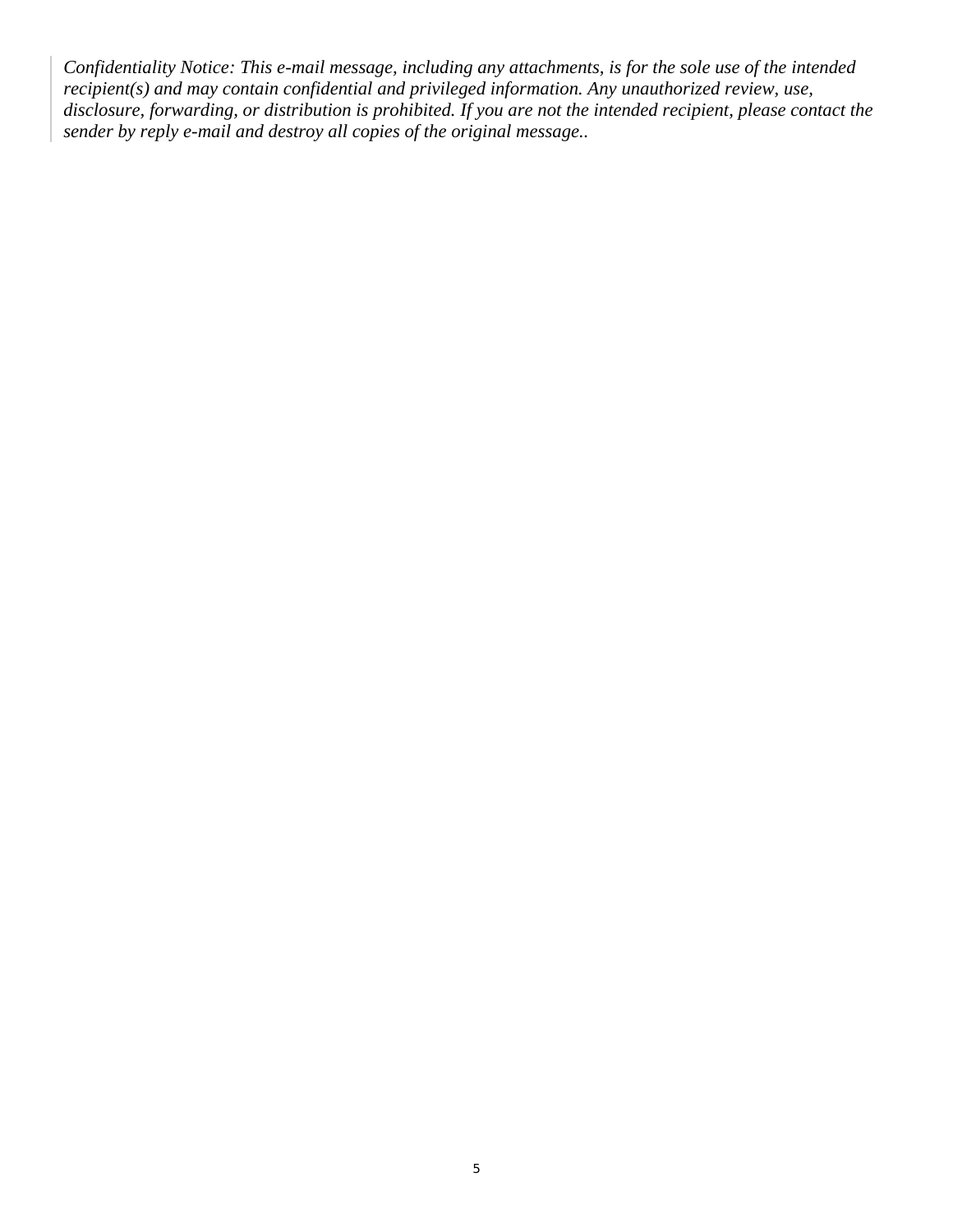> *Confidentiality Notice: This e-mail message, including any attachments, is for the sole use of the intended recipient(s) and may contain confidential and privileged information. Any unauthorized review, use, disclosure, forwarding, or distribution is prohibited. If you are not the intended recipient, please contact the sender by reply e-mail and destroy all copies of the original message..*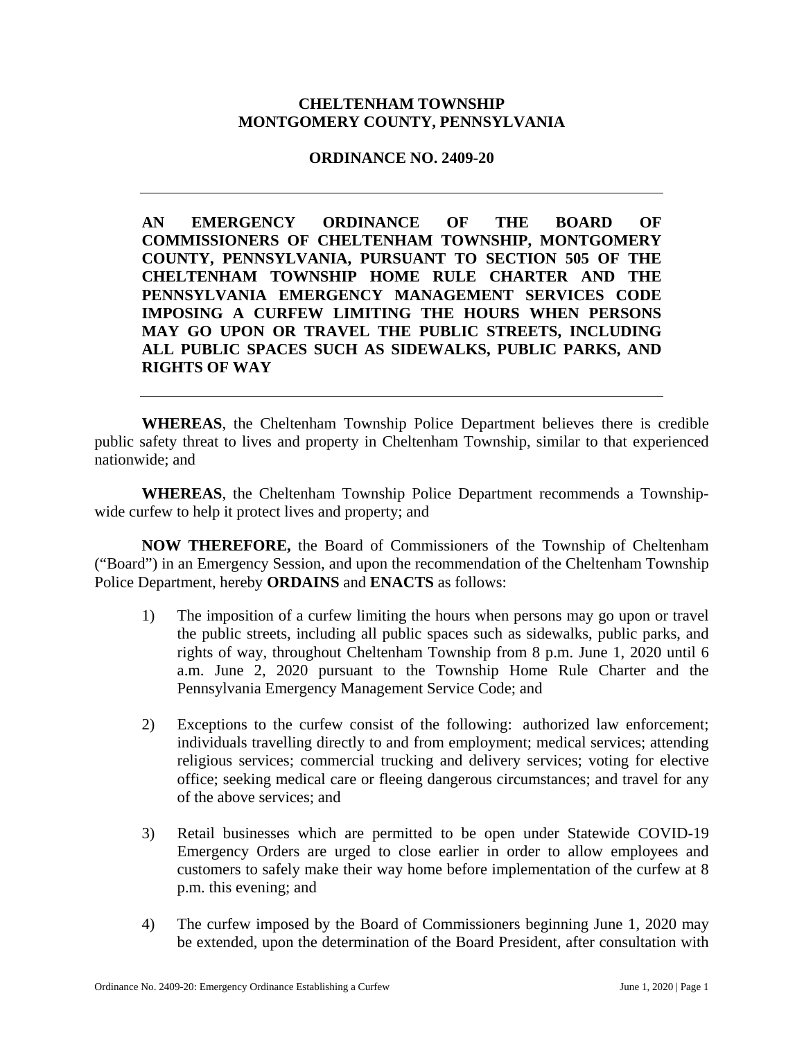**CHELTENHAM TOWNSHIP**
**MONTGOMERY COUNTY, PENNSYLVANIA**

**ORDINANCE NO. 2409-20**

---

**AN EMERGENCY ORDINANCE OF THE BOARD OF COMMISSIONERS OF CHELTENHAM TOWNSHIP, MONTGOMERY COUNTY, PENNSYLVANIA, PURSUANT TO SECTION 505 OF THE CHELTENHAM TOWNSHIP HOME RULE CHARTER AND THE PENNSYLVANIA EMERGENCY MANAGEMENT SERVICES CODE IMPOSING A CURFEW LIMITING THE HOURS WHEN PERSONS MAY GO UPON OR TRAVEL THE PUBLIC STREETS, INCLUDING ALL PUBLIC SPACES SUCH AS SIDEWALKS, PUBLIC PARKS, AND RIGHTS OF WAY**

---

**WHEREAS**, the Cheltenham Township Police Department believes there is credible public safety threat to lives and property in Cheltenham Township, similar to that experienced nationwide; and

**WHEREAS**, the Cheltenham Township Police Department recommends a Township-wide curfew to help it protect lives and property; and

**NOW THEREFORE,** the Board of Commissioners of the Township of Cheltenham ("Board") in an Emergency Session, and upon the recommendation of the Cheltenham Township Police Department, hereby **ORDAINS** and **ENACTS** as follows:

1) The imposition of a curfew limiting the hours when persons may go upon or travel the public streets, including all public spaces such as sidewalks, public parks, and rights of way, throughout Cheltenham Township from 8 p.m. June 1, 2020 until 6 a.m. June 2, 2020 pursuant to the Township Home Rule Charter and the Pennsylvania Emergency Management Service Code; and

2) Exceptions to the curfew consist of the following: authorized law enforcement; individuals travelling directly to and from employment; medical services; attending religious services; commercial trucking and delivery services; voting for elective office; seeking medical care or fleeing dangerous circumstances; and travel for any of the above services; and

3) Retail businesses which are permitted to be open under Statewide COVID-19 Emergency Orders are urged to close earlier in order to allow employees and customers to safely make their way home before implementation of the curfew at 8 p.m. this evening; and

4) The curfew imposed by the Board of Commissioners beginning June 1, 2020 may be extended, upon the determination of the Board President, after consultation with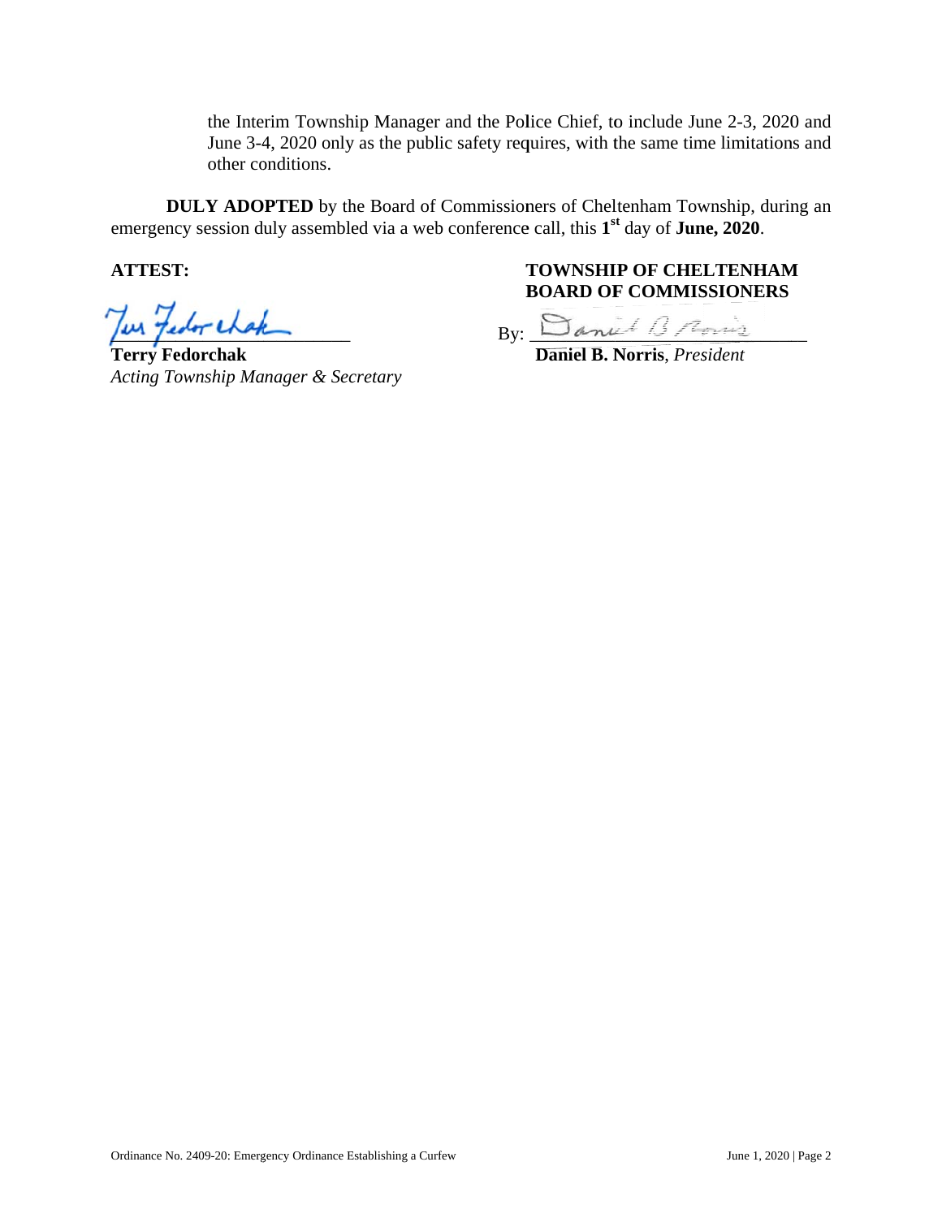the Interim Township Manager and the Police Chief, to include June 2-3, 2020 and June 3-4, 2020 only as the public safety requires, with the same time limitations and other conditions.

**DULY ADOPTED** by the Board of Commissioners of Cheltenham Township, during an emergency session duly assembled via a web conference call, this **1st** day of **June, 2020**.

**ATTEST:**

**Terry Fedorchak**
*Acting Township Manager & Secretary*

**TOWNSHIP OF CHELTENHAM**
**BOARD OF COMMISSIONERS**

By: ______________________
**Daniel B. Norris**, *President*